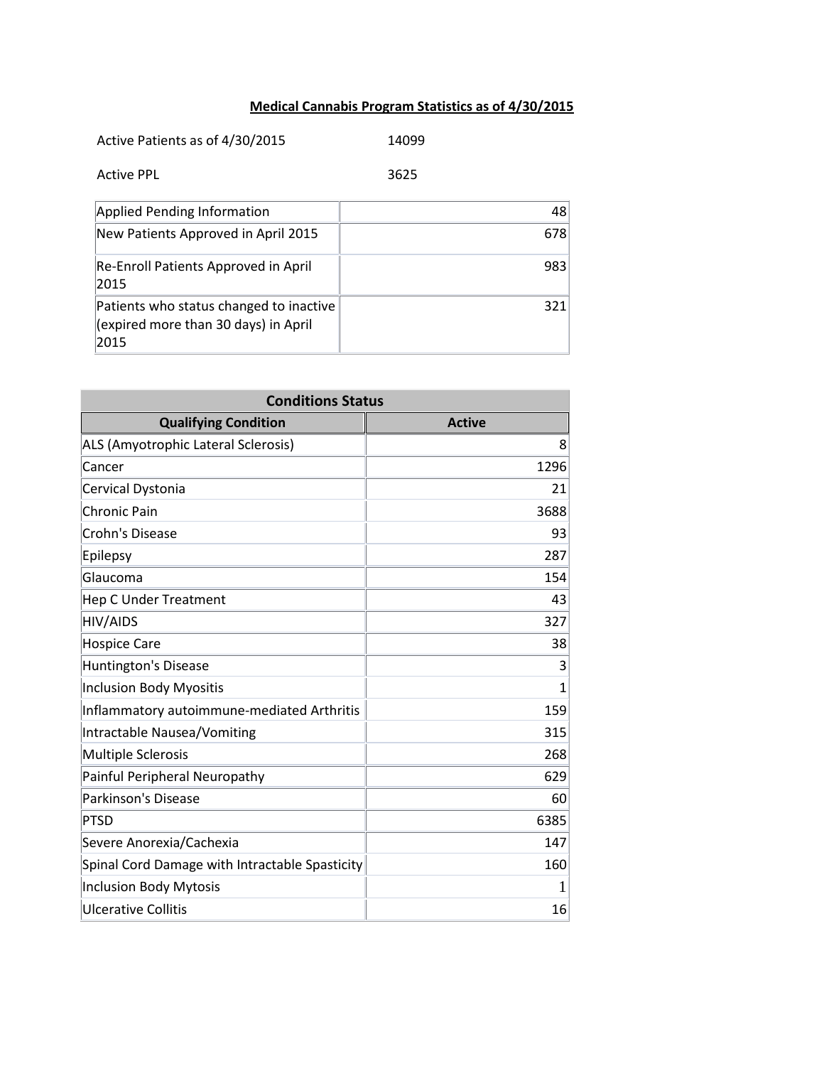# Medical Cannabis Program Statistics as of 4/30/2015

Active Patients as of 4/30/2015 14099

Active PPL 3625

| | |
|---|---:|
| Applied Pending Information | 48 |
| New Patients Approved in April 2015 | 678 |
| Re-Enroll Patients Approved in April 2015 | 983 |
| Patients who status changed to inactive (expired more than 30 days) in April 2015 | 321 |

| Conditions Status | |
|---|---:|
| **Qualifying Condition** | **Active** |
| ALS (Amyotrophic Lateral Sclerosis) | 8 |
| Cancer | 1296 |
| Cervical Dystonia | 21 |
| Chronic Pain | 3688 |
| Crohn's Disease | 93 |
| Epilepsy | 287 |
| Glaucoma | 154 |
| Hep C Under Treatment | 43 |
| HIV/AIDS | 327 |
| Hospice Care | 38 |
| Huntington's Disease | 3 |
| Inclusion Body Myositis | 1 |
| Inflammatory autoimmune-mediated Arthritis | 159 |
| Intractable Nausea/Vomiting | 315 |
| Multiple Sclerosis | 268 |
| Painful Peripheral Neuropathy | 629 |
| Parkinson's Disease | 60 |
| PTSD | 6385 |
| Severe Anorexia/Cachexia | 147 |
| Spinal Cord Damage with Intractable Spasticity | 160 |
| Inclusion Body Mytosis | 1 |
| Ulcerative Collitis | 16 |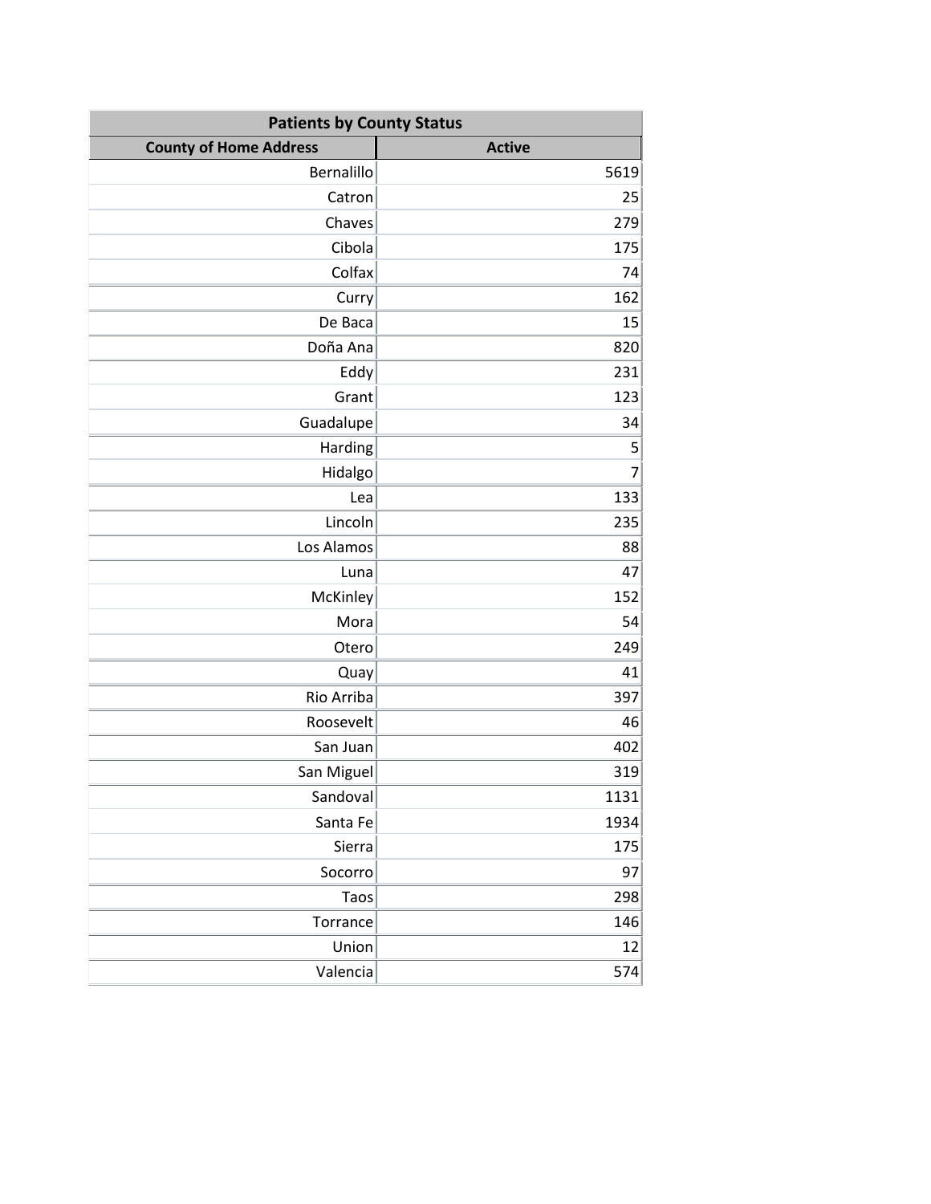| Patients by County Status | |
|---|---|
| **County of Home Address** | **Active** |
| Bernalillo | 5619 |
| Catron | 25 |
| Chaves | 279 |
| Cibola | 175 |
| Colfax | 74 |
| Curry | 162 |
| De Baca | 15 |
| Doña Ana | 820 |
| Eddy | 231 |
| Grant | 123 |
| Guadalupe | 34 |
| Harding | 5 |
| Hidalgo | 7 |
| Lea | 133 |
| Lincoln | 235 |
| Los Alamos | 88 |
| Luna | 47 |
| McKinley | 152 |
| Mora | 54 |
| Otero | 249 |
| Quay | 41 |
| Rio Arriba | 397 |
| Roosevelt | 46 |
| San Juan | 402 |
| San Miguel | 319 |
| Sandoval | 1131 |
| Santa Fe | 1934 |
| Sierra | 175 |
| Socorro | 97 |
| Taos | 298 |
| Torrance | 146 |
| Union | 12 |
| Valencia | 574 |